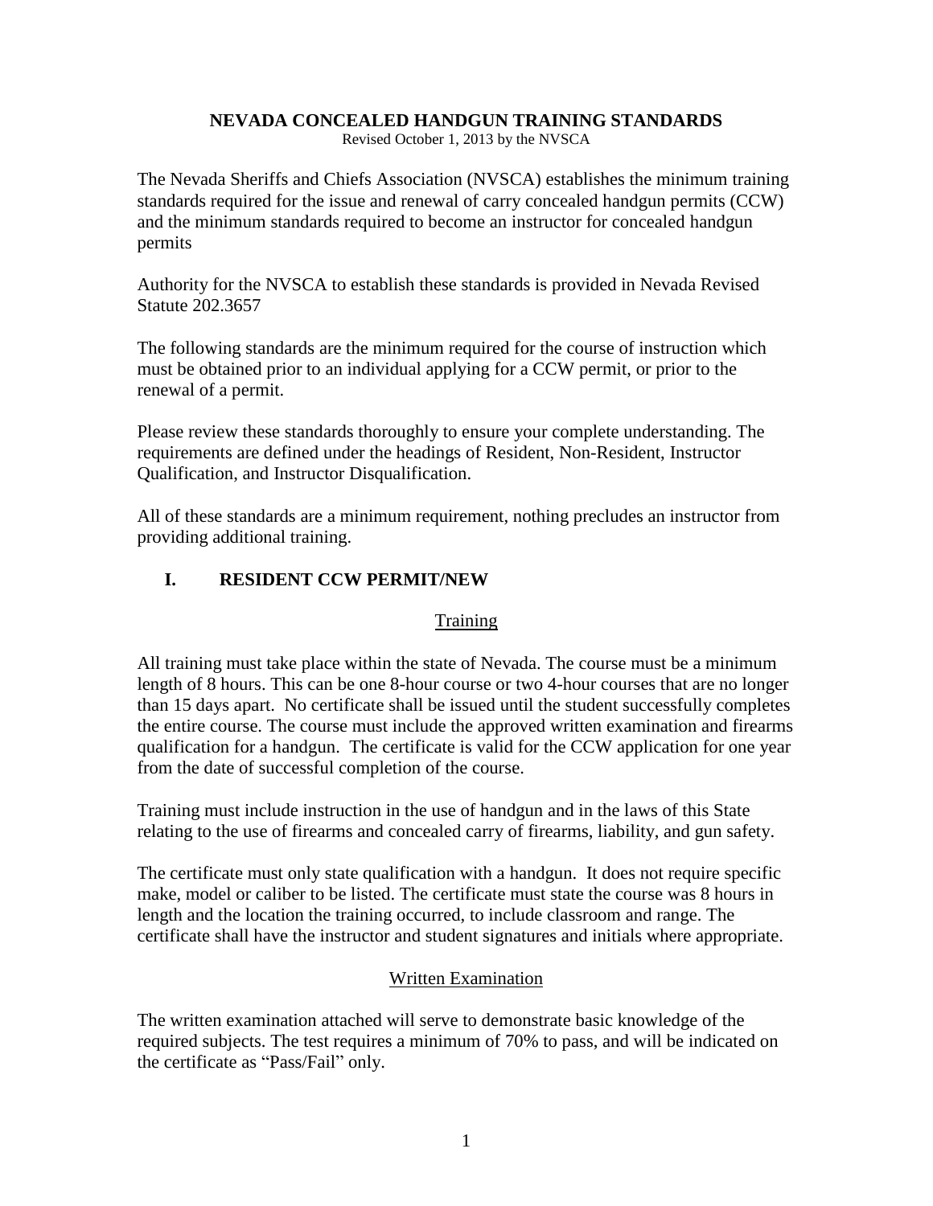# NEVADA CONCEALED HANDGUN TRAINING STANDARDS

Revised October 1, 2013 by the NVSCA

The Nevada Sheriffs and Chiefs Association (NVSCA) establishes the minimum training standards required for the issue and renewal of carry concealed handgun permits (CCW) and the minimum standards required to become an instructor for concealed handgun permits

Authority for the NVSCA to establish these standards is provided in Nevada Revised Statute 202.3657

The following standards are the minimum required for the course of instruction which must be obtained prior to an individual applying for a CCW permit, or prior to the renewal of a permit.

Please review these standards thoroughly to ensure your complete understanding. The requirements are defined under the headings of Resident, Non-Resident, Instructor Qualification, and Instructor Disqualification.

All of these standards are a minimum requirement, nothing precludes an instructor from providing additional training.

## I. RESIDENT CCW PERMIT/NEW

### Training

All training must take place within the state of Nevada. The course must be a minimum length of 8 hours. This can be one 8-hour course or two 4-hour courses that are no longer than 15 days apart. No certificate shall be issued until the student successfully completes the entire course. The course must include the approved written examination and firearms qualification for a handgun. The certificate is valid for the CCW application for one year from the date of successful completion of the course.

Training must include instruction in the use of handgun and in the laws of this State relating to the use of firearms and concealed carry of firearms, liability, and gun safety.

The certificate must only state qualification with a handgun. It does not require specific make, model or caliber to be listed. The certificate must state the course was 8 hours in length and the location the training occurred, to include classroom and range. The certificate shall have the instructor and student signatures and initials where appropriate.

### Written Examination

The written examination attached will serve to demonstrate basic knowledge of the required subjects. The test requires a minimum of 70% to pass, and will be indicated on the certificate as "Pass/Fail" only.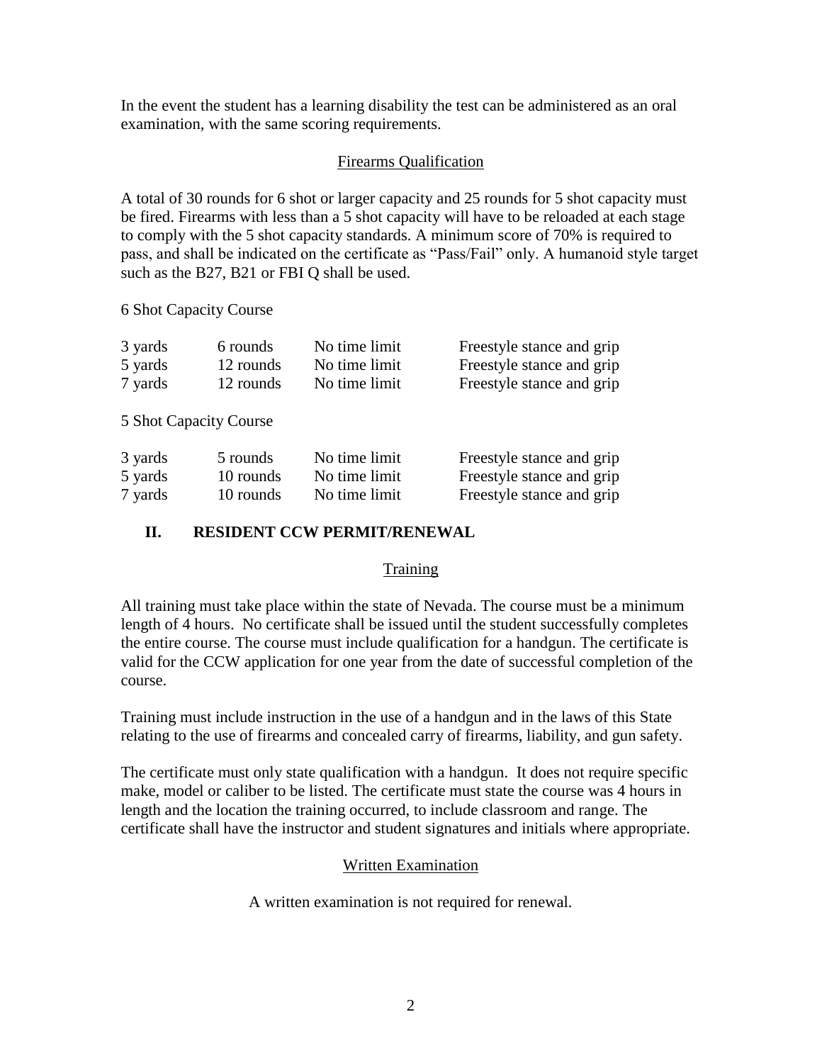In the event the student has a learning disability the test can be administered as an oral examination, with the same scoring requirements.

### Firearms Qualification

A total of 30 rounds for 6 shot or larger capacity and 25 rounds for 5 shot capacity must be fired. Firearms with less than a 5 shot capacity will have to be reloaded at each stage to comply with the 5 shot capacity standards. A minimum score of 70% is required to pass, and shall be indicated on the certificate as "Pass/Fail" only. A humanoid style target such as the B27, B21 or FBI Q shall be used.

6 Shot Capacity Course

| | | | |
|---|---|---|---|
| 3 yards | 6 rounds | No time limit | Freestyle stance and grip |
| 5 yards | 12 rounds | No time limit | Freestyle stance and grip |
| 7 yards | 12 rounds | No time limit | Freestyle stance and grip |

5 Shot Capacity Course

| | | | |
|---|---|---|---|
| 3 yards | 5 rounds | No time limit | Freestyle stance and grip |
| 5 yards | 10 rounds | No time limit | Freestyle stance and grip |
| 7 yards | 10 rounds | No time limit | Freestyle stance and grip |

## II. RESIDENT CCW PERMIT/RENEWAL

### Training

All training must take place within the state of Nevada. The course must be a minimum length of 4 hours. No certificate shall be issued until the student successfully completes the entire course. The course must include qualification for a handgun. The certificate is valid for the CCW application for one year from the date of successful completion of the course.

Training must include instruction in the use of a handgun and in the laws of this State relating to the use of firearms and concealed carry of firearms, liability, and gun safety.

The certificate must only state qualification with a handgun. It does not require specific make, model or caliber to be listed. The certificate must state the course was 4 hours in length and the location the training occurred, to include classroom and range. The certificate shall have the instructor and student signatures and initials where appropriate.

### Written Examination

A written examination is not required for renewal.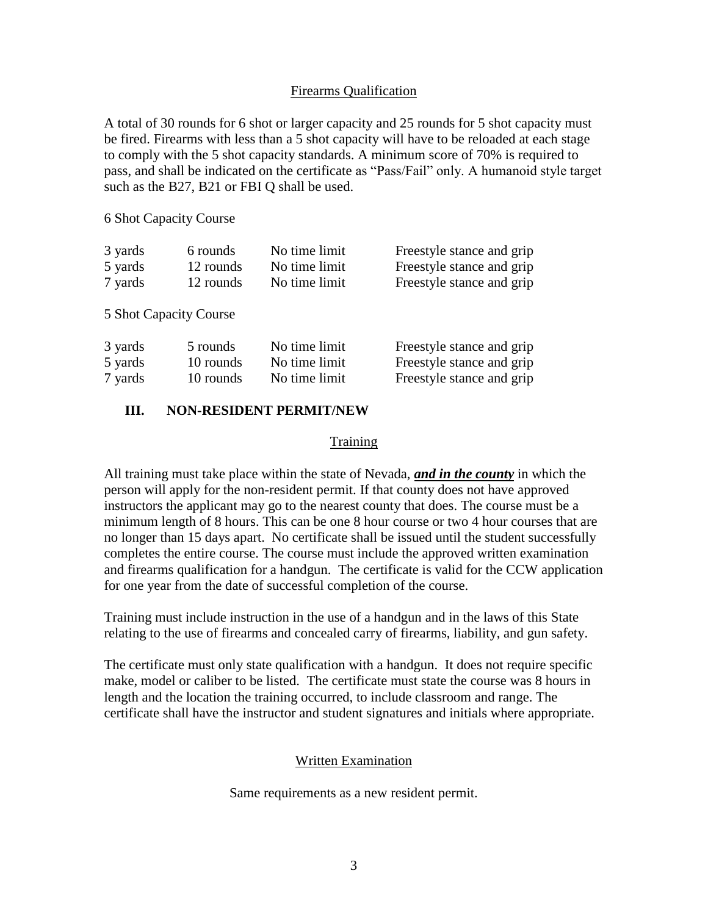## Firearms Qualification

A total of 30 rounds for 6 shot or larger capacity and 25 rounds for 5 shot capacity must be fired. Firearms with less than a 5 shot capacity will have to be reloaded at each stage to comply with the 5 shot capacity standards. A minimum score of 70% is required to pass, and shall be indicated on the certificate as "Pass/Fail" only. A humanoid style target such as the B27, B21 or FBI Q shall be used.

6 Shot Capacity Course

| | | | |
|---|---|---|---|
| 3 yards | 6 rounds | No time limit | Freestyle stance and grip |
| 5 yards | 12 rounds | No time limit | Freestyle stance and grip |
| 7 yards | 12 rounds | No time limit | Freestyle stance and grip |

5 Shot Capacity Course

| | | | |
|---|---|---|---|
| 3 yards | 5 rounds | No time limit | Freestyle stance and grip |
| 5 yards | 10 rounds | No time limit | Freestyle stance and grip |
| 7 yards | 10 rounds | No time limit | Freestyle stance and grip |

# III. NON-RESIDENT PERMIT/NEW

## Training

All training must take place within the state of Nevada, ***and in the county*** in which the person will apply for the non-resident permit. If that county does not have approved instructors the applicant may go to the nearest county that does. The course must be a minimum length of 8 hours. This can be one 8 hour course or two 4 hour courses that are no longer than 15 days apart. No certificate shall be issued until the student successfully completes the entire course. The course must include the approved written examination and firearms qualification for a handgun. The certificate is valid for the CCW application for one year from the date of successful completion of the course.

Training must include instruction in the use of a handgun and in the laws of this State relating to the use of firearms and concealed carry of firearms, liability, and gun safety.

The certificate must only state qualification with a handgun. It does not require specific make, model or caliber to be listed. The certificate must state the course was 8 hours in length and the location the training occurred, to include classroom and range. The certificate shall have the instructor and student signatures and initials where appropriate.

## Written Examination

Same requirements as a new resident permit.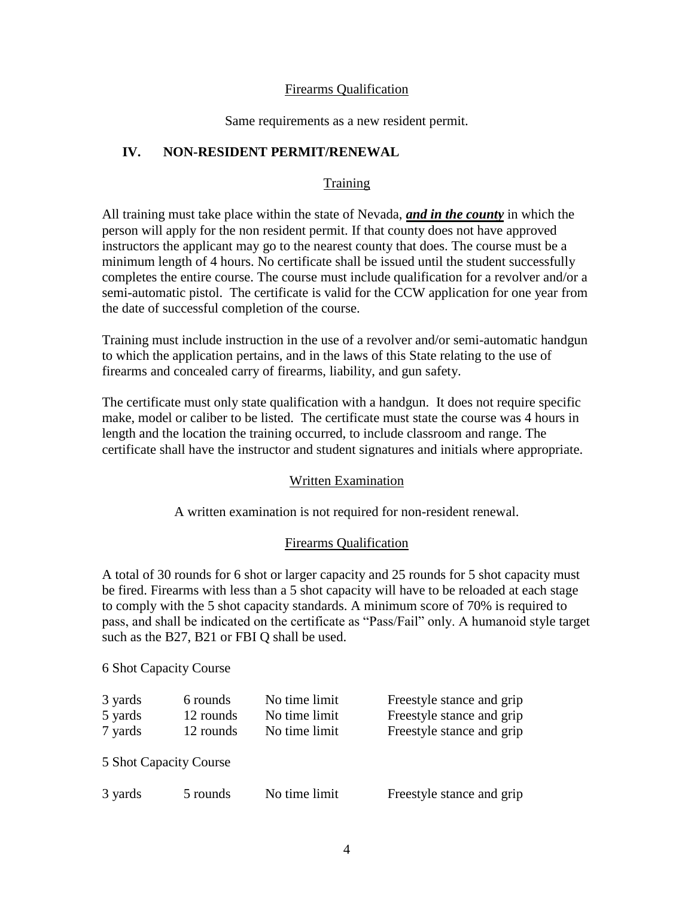Firearms Qualification

Same requirements as a new resident permit.

## IV. NON-RESIDENT PERMIT/RENEWAL

Training

All training must take place within the state of Nevada, ***and in the county*** in which the person will apply for the non resident permit. If that county does not have approved instructors the applicant may go to the nearest county that does. The course must be a minimum length of 4 hours. No certificate shall be issued until the student successfully completes the entire course. The course must include qualification for a revolver and/or a semi-automatic pistol. The certificate is valid for the CCW application for one year from the date of successful completion of the course.

Training must include instruction in the use of a revolver and/or semi-automatic handgun to which the application pertains, and in the laws of this State relating to the use of firearms and concealed carry of firearms, liability, and gun safety.

The certificate must only state qualification with a handgun. It does not require specific make, model or caliber to be listed. The certificate must state the course was 4 hours in length and the location the training occurred, to include classroom and range. The certificate shall have the instructor and student signatures and initials where appropriate.

Written Examination

A written examination is not required for non-resident renewal.

Firearms Qualification

A total of 30 rounds for 6 shot or larger capacity and 25 rounds for 5 shot capacity must be fired. Firearms with less than a 5 shot capacity will have to be reloaded at each stage to comply with the 5 shot capacity standards. A minimum score of 70% is required to pass, and shall be indicated on the certificate as "Pass/Fail" only. A humanoid style target such as the B27, B21 or FBI Q shall be used.

6 Shot Capacity Course

| | | | |
|---|---|---|---|
| 3 yards | 6 rounds | No time limit | Freestyle stance and grip |
| 5 yards | 12 rounds | No time limit | Freestyle stance and grip |
| 7 yards | 12 rounds | No time limit | Freestyle stance and grip |

5 Shot Capacity Course

| | | | |
|---|---|---|---|
| 3 yards | 5 rounds | No time limit | Freestyle stance and grip |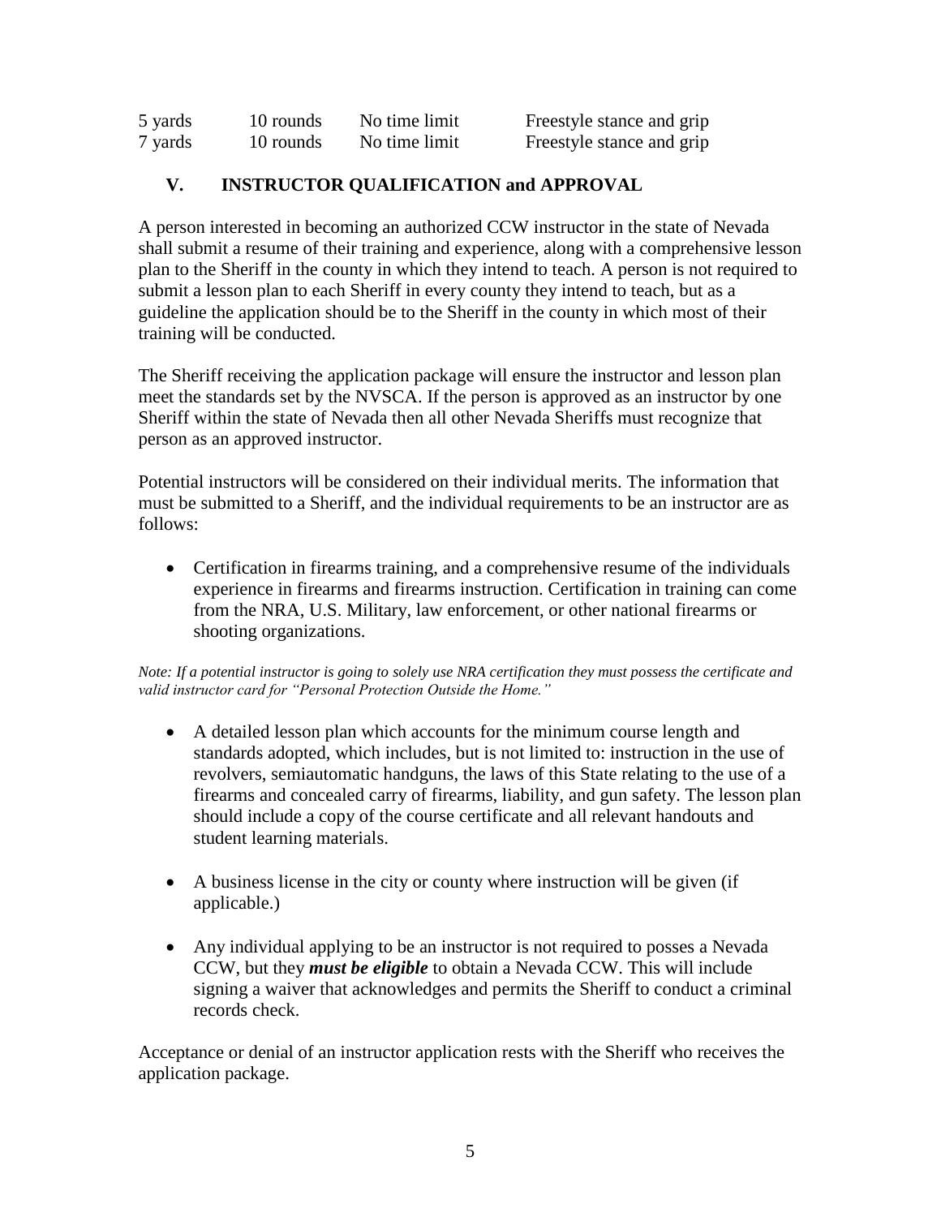| 5 yards | 10 rounds | No time limit | Freestyle stance and grip |
|---|---|---|---|
| 7 yards | 10 rounds | No time limit | Freestyle stance and grip |

## V. INSTRUCTOR QUALIFICATION and APPROVAL

A person interested in becoming an authorized CCW instructor in the state of Nevada shall submit a resume of their training and experience, along with a comprehensive lesson plan to the Sheriff in the county in which they intend to teach. A person is not required to submit a lesson plan to each Sheriff in every county they intend to teach, but as a guideline the application should be to the Sheriff in the county in which most of their training will be conducted.

The Sheriff receiving the application package will ensure the instructor and lesson plan meet the standards set by the NVSCA. If the person is approved as an instructor by one Sheriff within the state of Nevada then all other Nevada Sheriffs must recognize that person as an approved instructor.

Potential instructors will be considered on their individual merits. The information that must be submitted to a Sheriff, and the individual requirements to be an instructor are as follows:

- Certification in firearms training, and a comprehensive resume of the individuals experience in firearms and firearms instruction. Certification in training can come from the NRA, U.S. Military, law enforcement, or other national firearms or shooting organizations.

*Note: If a potential instructor is going to solely use NRA certification they must possess the certificate and valid instructor card for "Personal Protection Outside the Home."*

- A detailed lesson plan which accounts for the minimum course length and standards adopted, which includes, but is not limited to: instruction in the use of revolvers, semiautomatic handguns, the laws of this State relating to the use of a firearms and concealed carry of firearms, liability, and gun safety. The lesson plan should include a copy of the course certificate and all relevant handouts and student learning materials.

- A business license in the city or county where instruction will be given (if applicable.)

- Any individual applying to be an instructor is not required to posses a Nevada CCW, but they ***must be eligible*** to obtain a Nevada CCW. This will include signing a waiver that acknowledges and permits the Sheriff to conduct a criminal records check.

Acceptance or denial of an instructor application rests with the Sheriff who receives the application package.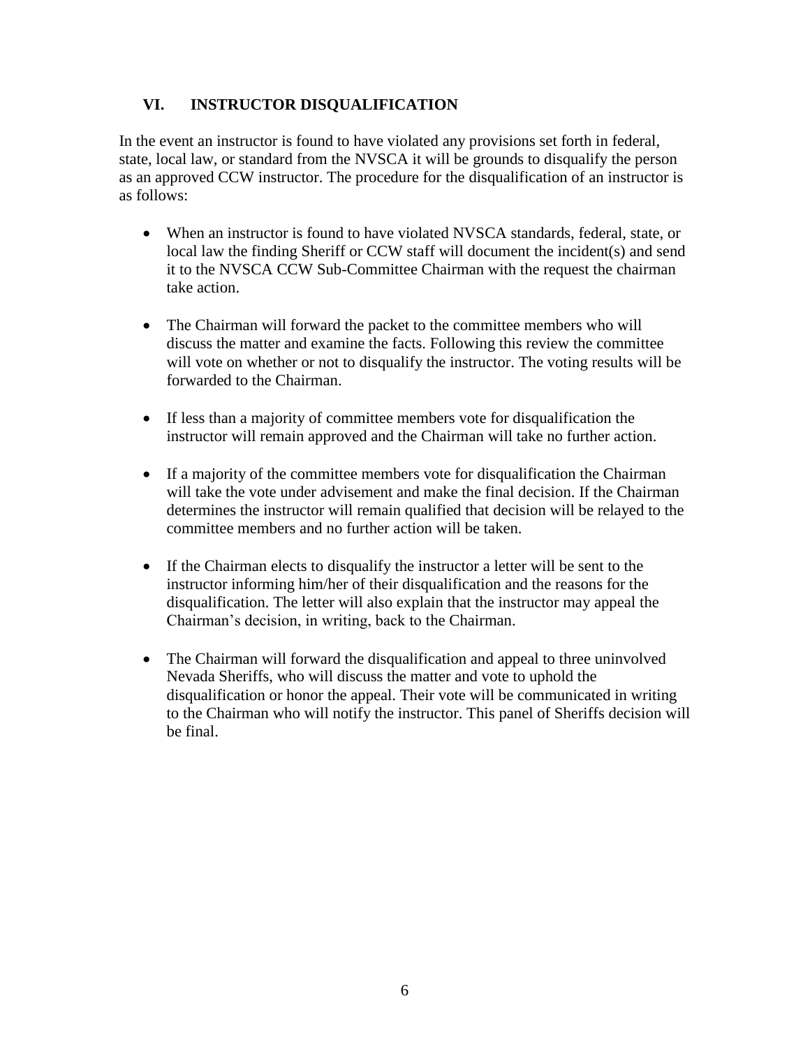## VI. INSTRUCTOR DISQUALIFICATION

In the event an instructor is found to have violated any provisions set forth in federal, state, local law, or standard from the NVSCA it will be grounds to disqualify the person as an approved CCW instructor. The procedure for the disqualification of an instructor is as follows:

- When an instructor is found to have violated NVSCA standards, federal, state, or local law the finding Sheriff or CCW staff will document the incident(s) and send it to the NVSCA CCW Sub-Committee Chairman with the request the chairman take action.

- The Chairman will forward the packet to the committee members who will discuss the matter and examine the facts. Following this review the committee will vote on whether or not to disqualify the instructor. The voting results will be forwarded to the Chairman.

- If less than a majority of committee members vote for disqualification the instructor will remain approved and the Chairman will take no further action.

- If a majority of the committee members vote for disqualification the Chairman will take the vote under advisement and make the final decision. If the Chairman determines the instructor will remain qualified that decision will be relayed to the committee members and no further action will be taken.

- If the Chairman elects to disqualify the instructor a letter will be sent to the instructor informing him/her of their disqualification and the reasons for the disqualification. The letter will also explain that the instructor may appeal the Chairman's decision, in writing, back to the Chairman.

- The Chairman will forward the disqualification and appeal to three uninvolved Nevada Sheriffs, who will discuss the matter and vote to uphold the disqualification or honor the appeal. Their vote will be communicated in writing to the Chairman who will notify the instructor. This panel of Sheriffs decision will be final.